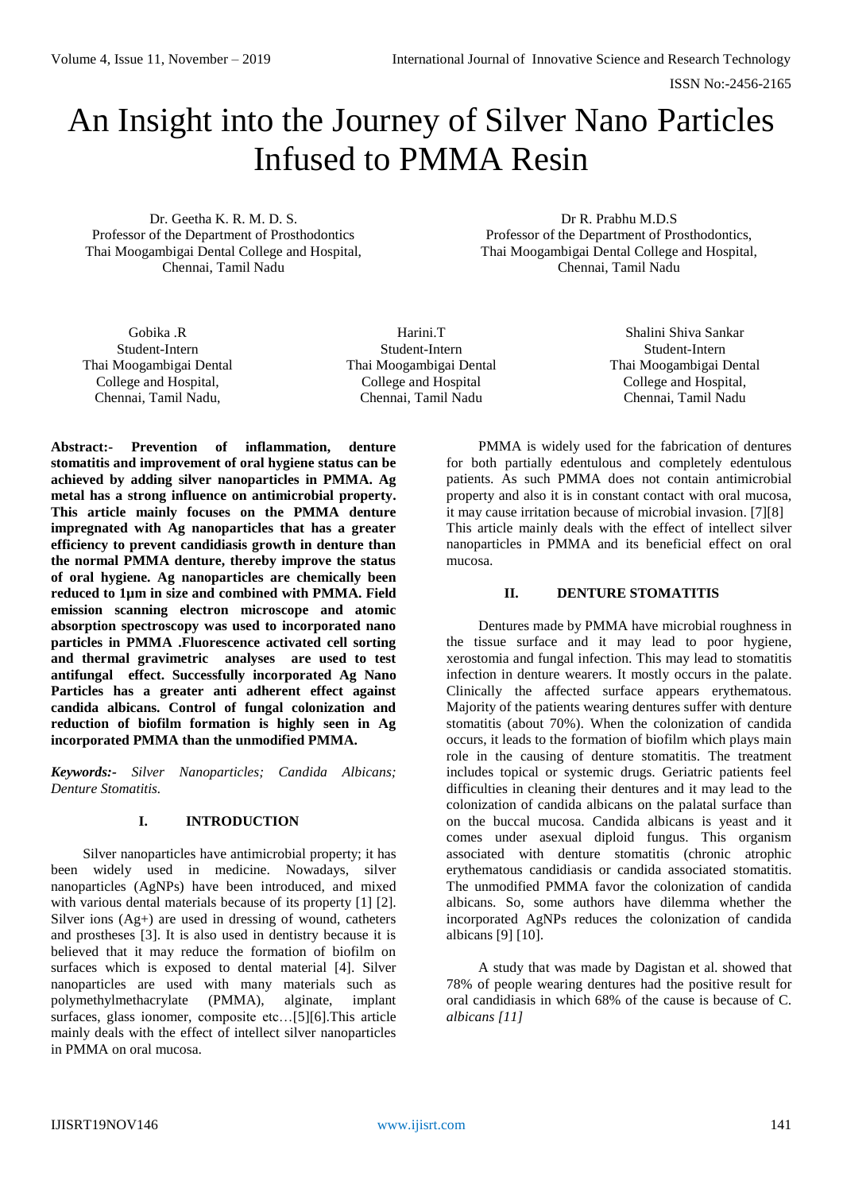# An Insight into the Journey of Silver Nano Particles Infused to PMMA Resin

Dr. Geetha K. R. M. D. S.
Professor of the Department of Prosthodontics
Thai Moogambigai Dental College and Hospital,
Chennai, Tamil Nadu

Dr R. Prabhu M.D.S
Professor of the Department of Prosthodontics,
Thai Moogambigai Dental College and Hospital,
Chennai, Tamil Nadu

Gobika .R
Student-Intern
Thai Moogambigai Dental
College and Hospital,
Chennai, Tamil Nadu,

Harini.T
Student-Intern
Thai Moogambigai Dental
College and Hospital
Chennai, Tamil Nadu

Shalini Shiva Sankar
Student-Intern
Thai Moogambigai Dental
College and Hospital,
Chennai, Tamil Nadu

**Abstract:- Prevention of inflammation, denture stomatitis and improvement of oral hygiene status can be achieved by adding silver nanoparticles in PMMA. Ag metal has a strong influence on antimicrobial property. This article mainly focuses on the PMMA denture impregnated with Ag nanoparticles that has a greater efficiency to prevent candidiasis growth in denture than the normal PMMA denture, thereby improve the status of oral hygiene. Ag nanoparticles are chemically been reduced to 1µm in size and combined with PMMA. Field emission scanning electron microscope and atomic absorption spectroscopy was used to incorporated nano particles in PMMA .Fluorescence activated cell sorting and thermal gravimetric analyses are used to test antifungal effect. Successfully incorporated Ag Nano Particles has a greater anti adherent effect against candida albicans. Control of fungal colonization and reduction of biofilm formation is highly seen in Ag incorporated PMMA than the unmodified PMMA.**

***Keywords:-*** *Silver Nanoparticles; Candida Albicans; Denture Stomatitis.*

## I. INTRODUCTION

Silver nanoparticles have antimicrobial property; it has been widely used in medicine. Nowadays, silver nanoparticles (AgNPs) have been introduced, and mixed with various dental materials because of its property [1] [2]. Silver ions ($Ag^{+}$) are used in dressing of wound, catheters and prostheses [3]. It is also used in dentistry because it is believed that it may reduce the formation of biofilm on surfaces which is exposed to dental material [4]. Silver nanoparticles are used with many materials such as polymethylmethacrylate (PMMA), alginate, implant surfaces, glass ionomer, composite etc…[5][6].This article mainly deals with the effect of intellect silver nanoparticles in PMMA on oral mucosa.

PMMA is widely used for the fabrication of dentures for both partially edentulous and completely edentulous patients. As such PMMA does not contain antimicrobial property and also it is in constant contact with oral mucosa, it may cause irritation because of microbial invasion. [7][8] This article mainly deals with the effect of intellect silver nanoparticles in PMMA and its beneficial effect on oral mucosa.

## II. DENTURE STOMATITIS

Dentures made by PMMA have microbial roughness in the tissue surface and it may lead to poor hygiene, xerostomia and fungal infection. This may lead to stomatitis infection in denture wearers. It mostly occurs in the palate. Clinically the affected surface appears erythematous. Majority of the patients wearing dentures suffer with denture stomatitis (about 70%). When the colonization of candida occurs, it leads to the formation of biofilm which plays main role in the causing of denture stomatitis. The treatment includes topical or systemic drugs. Geriatric patients feel difficulties in cleaning their dentures and it may lead to the colonization of candida albicans on the palatal surface than on the buccal mucosa. Candida albicans is yeast and it comes under asexual diploid fungus. This organism associated with denture stomatitis (chronic atrophic erythematous candidiasis or candida associated stomatitis. The unmodified PMMA favor the colonization of candida albicans. So, some authors have dilemma whether the incorporated AgNPs reduces the colonization of candida albicans [9] [10].

A study that was made by Dagistan et al. showed that 78% of people wearing dentures had the positive result for oral candidiasis in which 68% of the cause is because of C. *albicans [11]*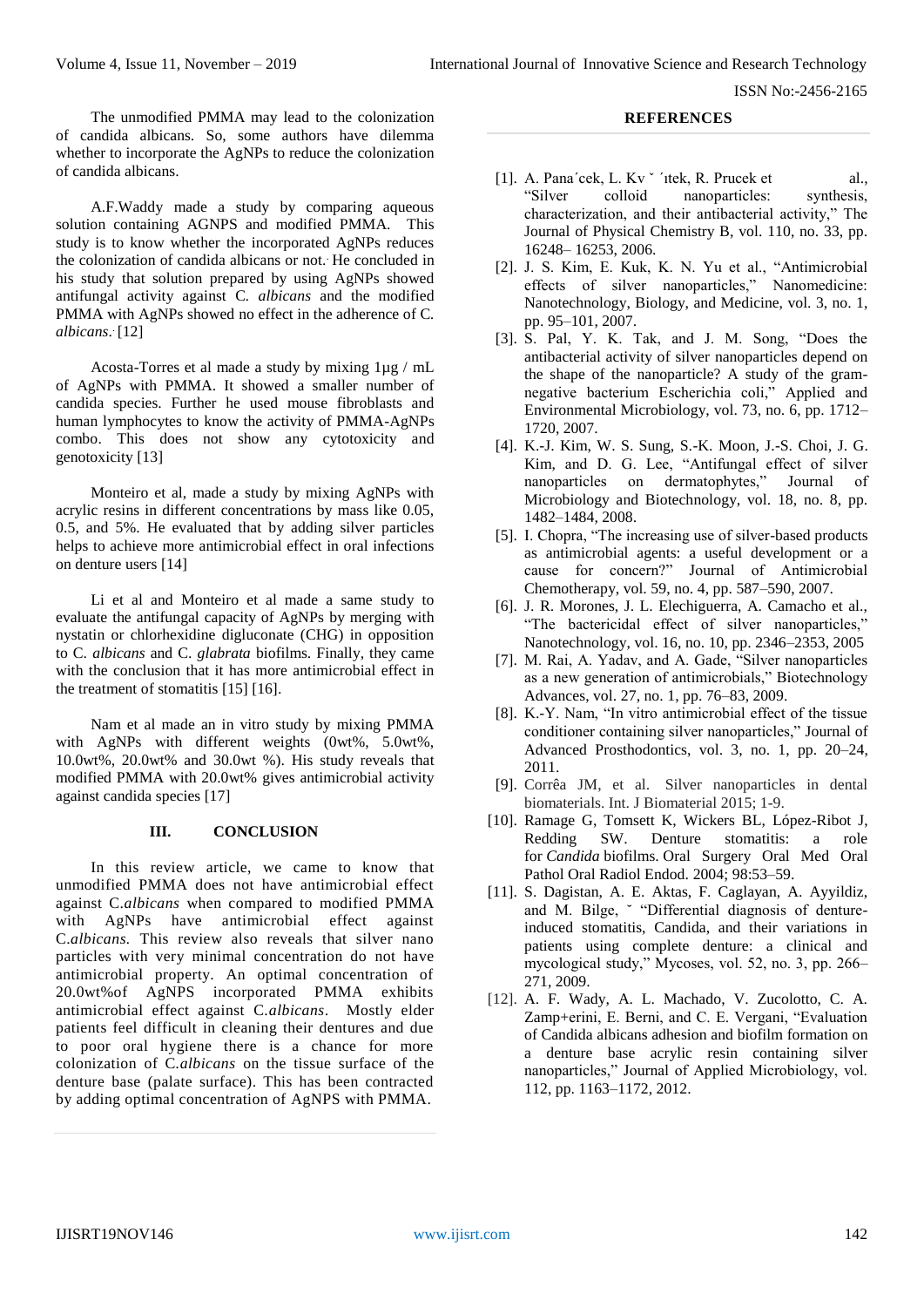The unmodified PMMA may lead to the colonization of candida albicans. So, some authors have dilemma whether to incorporate the AgNPs to reduce the colonization of candida albicans.

A.F.Waddy made a study by comparing aqueous solution containing AGNPS and modified PMMA. This study is to know whether the incorporated AgNPs reduces the colonization of candida albicans or not. He concluded in his study that solution prepared by using AgNPs showed antifungal activity against C. *albicans* and the modified PMMA with AgNPs showed no effect in the adherence of C. *albicans*. [12]

Acosta-Torres et al made a study by mixing 1µg / mL of AgNPs with PMMA. It showed a smaller number of candida species. Further he used mouse fibroblasts and human lymphocytes to know the activity of PMMA-AgNPs combo. This does not show any cytotoxicity and genotoxicity [13]

Monteiro et al, made a study by mixing AgNPs with acrylic resins in different concentrations by mass like 0.05, 0.5, and 5%. He evaluated that by adding silver particles helps to achieve more antimicrobial effect in oral infections on denture users [14]

Li et al and Monteiro et al made a same study to evaluate the antifungal capacity of AgNPs by merging with nystatin or chlorhexidine digluconate (CHG) in opposition to C. *albicans* and C. *glabrata* biofilms. Finally, they came with the conclusion that it has more antimicrobial effect in the treatment of stomatitis [15] [16].

Nam et al made an in vitro study by mixing PMMA with AgNPs with different weights (0wt%, 5.0wt%, 10.0wt%, 20.0wt% and 30.0wt %). His study reveals that modified PMMA with 20.0wt% gives antimicrobial activity against candida species [17]

## III. CONCLUSION

In this review article, we came to know that unmodified PMMA does not have antimicrobial effect against C.*albicans* when compared to modified PMMA with AgNPs have antimicrobial effect against C.*albicans.* This review also reveals that silver nano particles with very minimal concentration do not have antimicrobial property. An optimal concentration of 20.0wt%of AgNPS incorporated PMMA exhibits antimicrobial effect against C.*albicans*. Mostly elder patients feel difficult in cleaning their dentures and due to poor oral hygiene there is a chance for more colonization of C.*albicans* on the tissue surface of the denture base (palate surface). This has been contracted by adding optimal concentration of AgNPS with PMMA.

## REFERENCES

[1]. A. Pana´cek, L. Kv ˇ ´ıtek, R. Prucek et al., "Silver colloid nanoparticles: synthesis, characterization, and their antibacterial activity," The Journal of Physical Chemistry B, vol. 110, no. 33, pp. 16248– 16253, 2006.

[2]. J. S. Kim, E. Kuk, K. N. Yu et al., "Antimicrobial effects of silver nanoparticles," Nanomedicine: Nanotechnology, Biology, and Medicine, vol. 3, no. 1, pp. 95–101, 2007.

[3]. S. Pal, Y. K. Tak, and J. M. Song, "Does the antibacterial activity of silver nanoparticles depend on the shape of the nanoparticle? A study of the gram-negative bacterium Escherichia coli," Applied and Environmental Microbiology, vol. 73, no. 6, pp. 1712–1720, 2007.

[4]. K.-J. Kim, W. S. Sung, S.-K. Moon, J.-S. Choi, J. G. Kim, and D. G. Lee, "Antifungal effect of silver nanoparticles on dermatophytes," Journal of Microbiology and Biotechnology, vol. 18, no. 8, pp. 1482–1484, 2008.

[5]. I. Chopra, "The increasing use of silver-based products as antimicrobial agents: a useful development or a cause for concern?" Journal of Antimicrobial Chemotherapy, vol. 59, no. 4, pp. 587–590, 2007.

[6]. J. R. Morones, J. L. Elechiguerra, A. Camacho et al., "The bactericidal effect of silver nanoparticles," Nanotechnology, vol. 16, no. 10, pp. 2346–2353, 2005

[7]. M. Rai, A. Yadav, and A. Gade, "Silver nanoparticles as a new generation of antimicrobials," Biotechnology Advances, vol. 27, no. 1, pp. 76–83, 2009.

[8]. K.-Y. Nam, "In vitro antimicrobial effect of the tissue conditioner containing silver nanoparticles," Journal of Advanced Prosthodontics, vol. 3, no. 1, pp. 20–24, 2011.

[9]. Corrêa JM, et al. Silver nanoparticles in dental biomaterials. Int. J Biomaterial 2015; 1-9.

[10]. Ramage G, Tomsett K, Wickers BL, López-Ribot J, Redding SW. Denture stomatitis: a role for *Candida* biofilms. Oral Surgery Oral Med Oral Pathol Oral Radiol Endod. 2004; 98:53–59.

[11]. S. Dagistan, A. E. Aktas, F. Caglayan, A. Ayyildiz, and M. Bilge, ˘ "Differential diagnosis of denture-induced stomatitis, Candida, and their variations in patients using complete denture: a clinical and mycological study," Mycoses, vol. 52, no. 3, pp. 266–271, 2009.

[12]. A. F. Wady, A. L. Machado, V. Zucolotto, C. A. Zamp+erini, E. Berni, and C. E. Vergani, "Evaluation of Candida albicans adhesion and biofilm formation on a denture base acrylic resin containing silver nanoparticles," Journal of Applied Microbiology, vol. 112, pp. 1163–1172, 2012.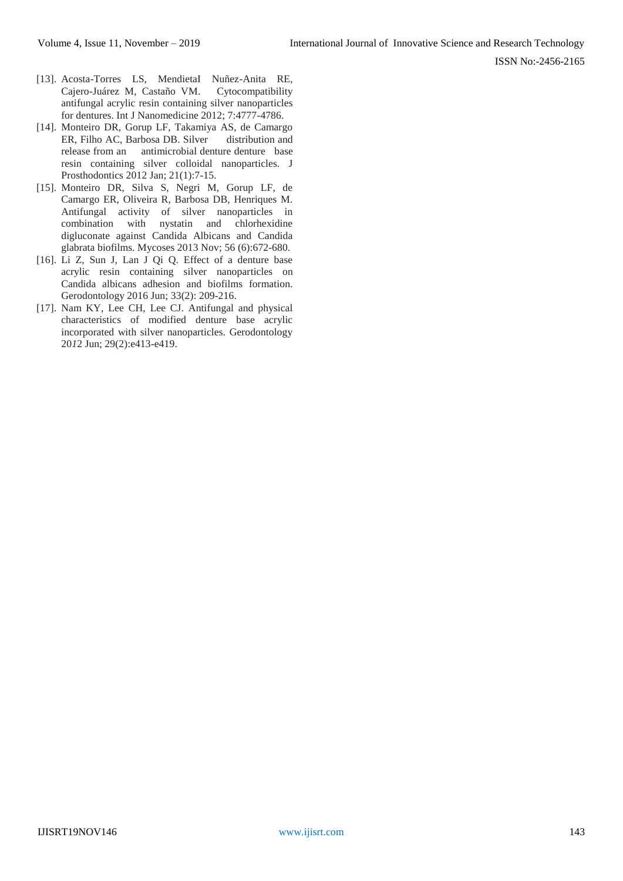[13]. Acosta-Torres LS, MendietaI Nuñez-Anita RE, Cajero-Juárez M, Castaño VM. Cytocompatibility antifungal acrylic resin containing silver nanoparticles for dentures. Int J Nanomedicine 2012; 7:4777-4786.

[14]. Monteiro DR, Gorup LF, Takamiya AS, de Camargo ER, Filho AC, Barbosa DB. Silver distribution and release from an antimicrobial denture denture base resin containing silver colloidal nanoparticles. J Prosthodontics 2012 Jan; 21(1):7-15.

[15]. Monteiro DR, Silva S, Negri M, Gorup LF, de Camargo ER, Oliveira R, Barbosa DB, Henriques M. Antifungal activity of silver nanoparticles in combination with nystatin and chlorhexidine digluconate against Candida Albicans and Candida glabrata biofilms. Mycoses 2013 Nov; 56 (6):672-680.

[16]. Li Z, Sun J, Lan J Qi Q. Effect of a denture base acrylic resin containing silver nanoparticles on Candida albicans adhesion and biofilms formation. Gerodontology 2016 Jun; 33(2): 209-216.

[17]. Nam KY, Lee CH, Lee CJ. Antifungal and physical characteristics of modified denture base acrylic incorporated with silver nanoparticles. Gerodontology 2012 Jun; 29(2):e413-e419.